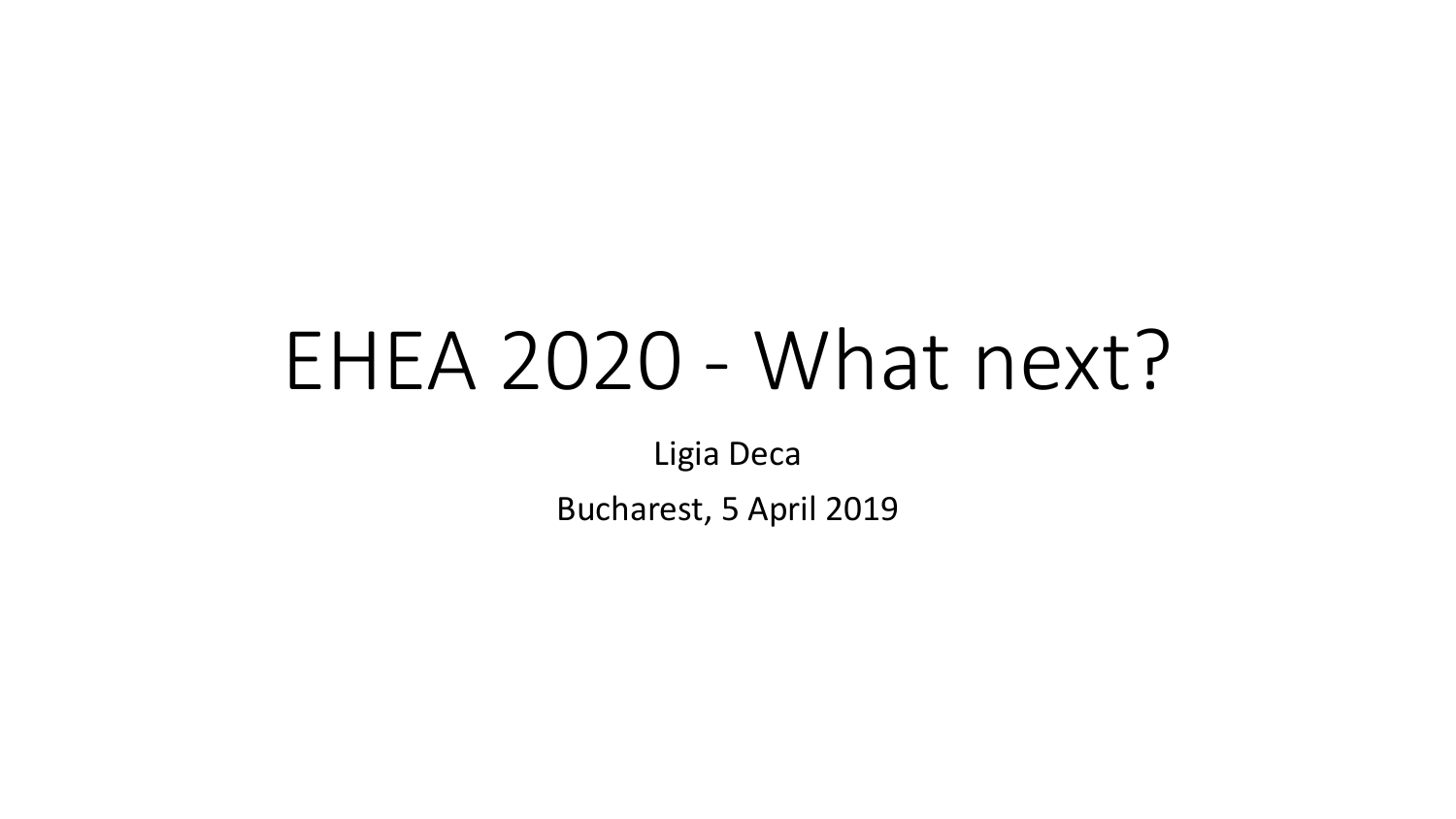# EHEA 2020 - What next?

Ligia Deca

Bucharest, 5 April 2019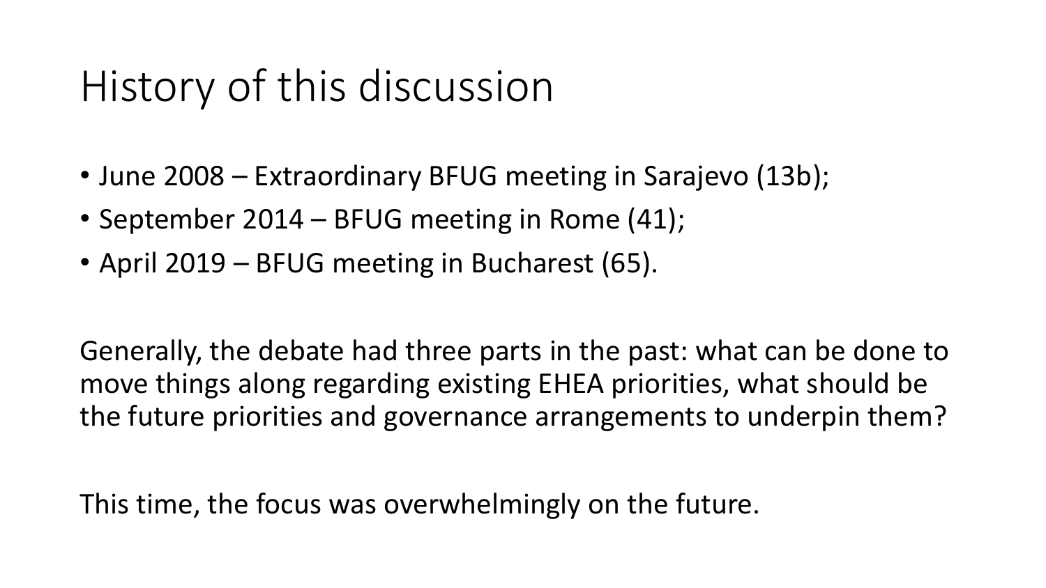# History of this discussion

- June 2008 – Extraordinary BFUG meeting in Sarajevo (13b);
- September 2014 – BFUG meeting in Rome (41);
- April 2019 – BFUG meeting in Bucharest (65).

Generally, the debate had three parts in the past: what can be done to move things along regarding existing EHEA priorities, what should be the future priorities and governance arrangements to underpin them?

This time, the focus was overwhelmingly on the future.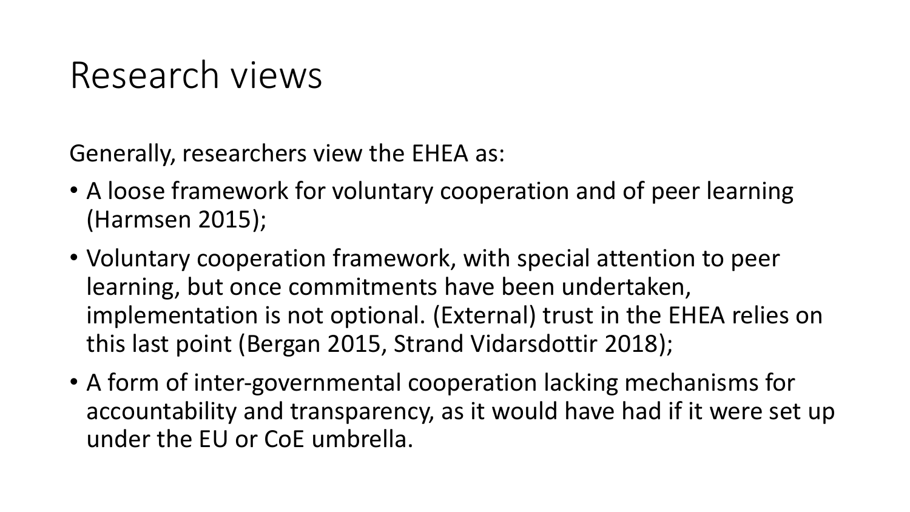# Research views

Generally, researchers view the EHEA as:

- A loose framework for voluntary cooperation and of peer learning (Harmsen 2015);
- Voluntary cooperation framework, with special attention to peer learning, but once commitments have been undertaken, implementation is not optional. (External) trust in the EHEA relies on this last point (Bergan 2015, Strand Vidarsdottir 2018);
- A form of inter-governmental cooperation lacking mechanisms for accountability and transparency, as it would have had if it were set up under the EU or CoE umbrella.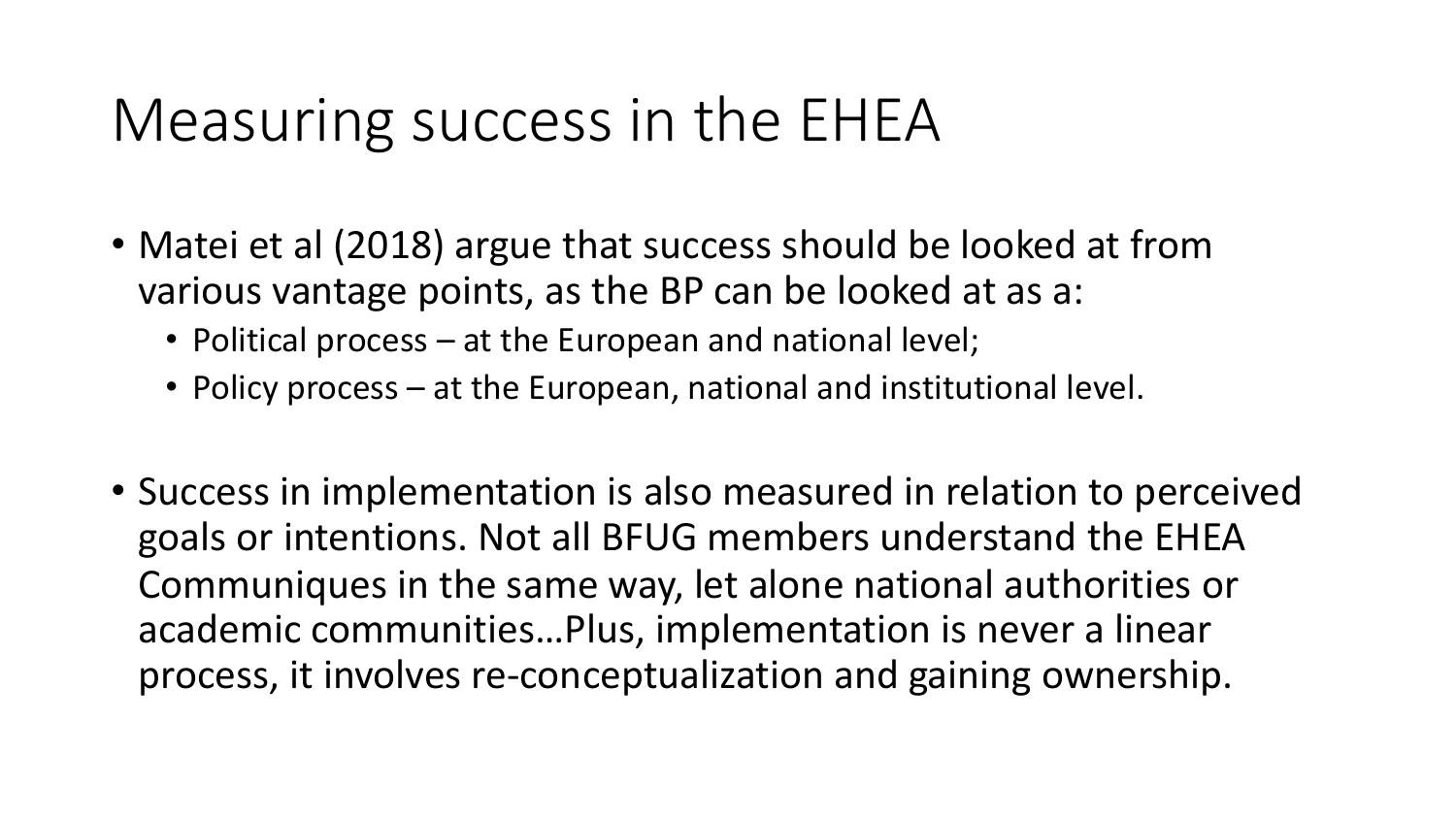# Measuring success in the EHEA

- Matei et al (2018) argue that success should be looked at from various vantage points, as the BP can be looked at as a:
  - Political process – at the European and national level;
  - Policy process – at the European, national and institutional level.

- Success in implementation is also measured in relation to perceived goals or intentions. Not all BFUG members understand the EHEA Communiques in the same way, let alone national authorities or academic communities…Plus, implementation is never a linear process, it involves re-conceptualization and gaining ownership.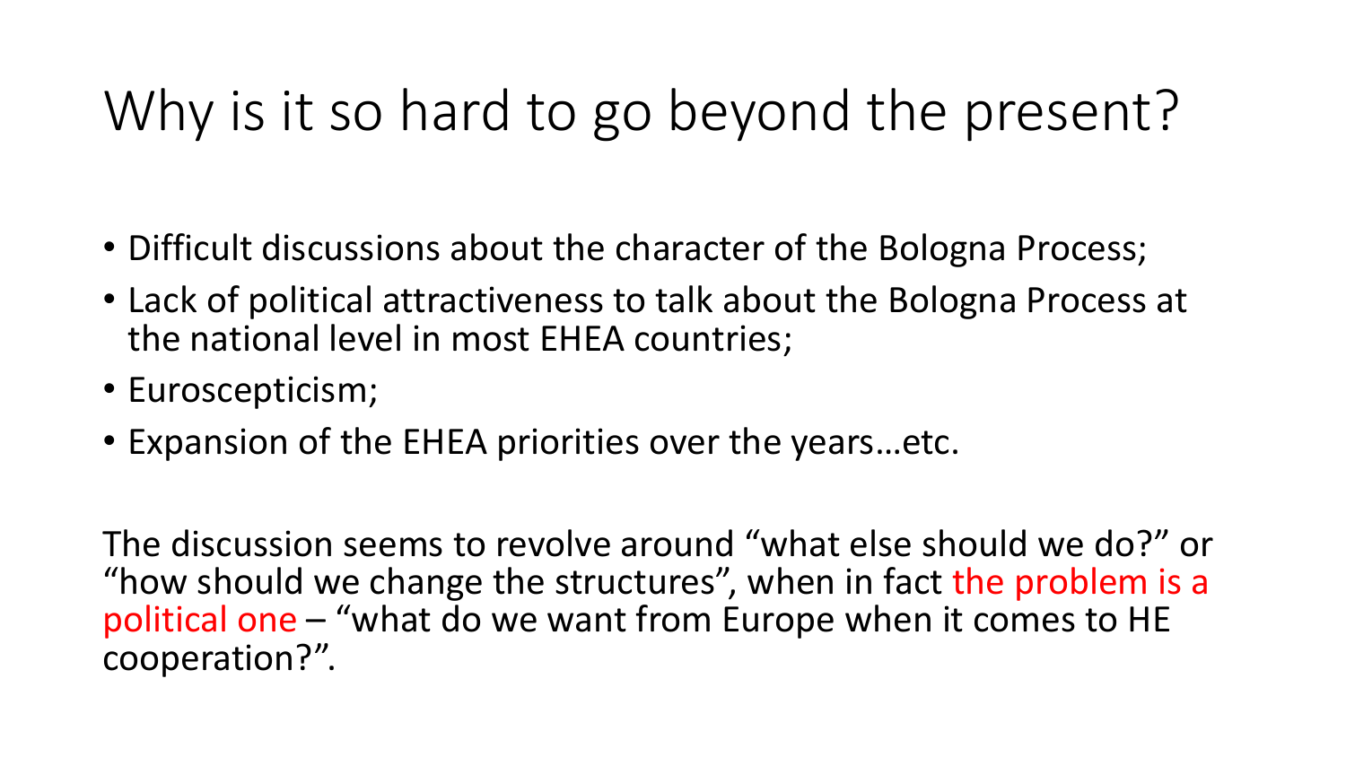# Why is it so hard to go beyond the present?

- Difficult discussions about the character of the Bologna Process;
- Lack of political attractiveness to talk about the Bologna Process at the national level in most EHEA countries;
- Euroscepticism;
- Expansion of the EHEA priorities over the years…etc.

The discussion seems to revolve around "what else should we do?" or "how should we change the structures", when in fact the problem is a political one – "what do we want from Europe when it comes to HE cooperation?".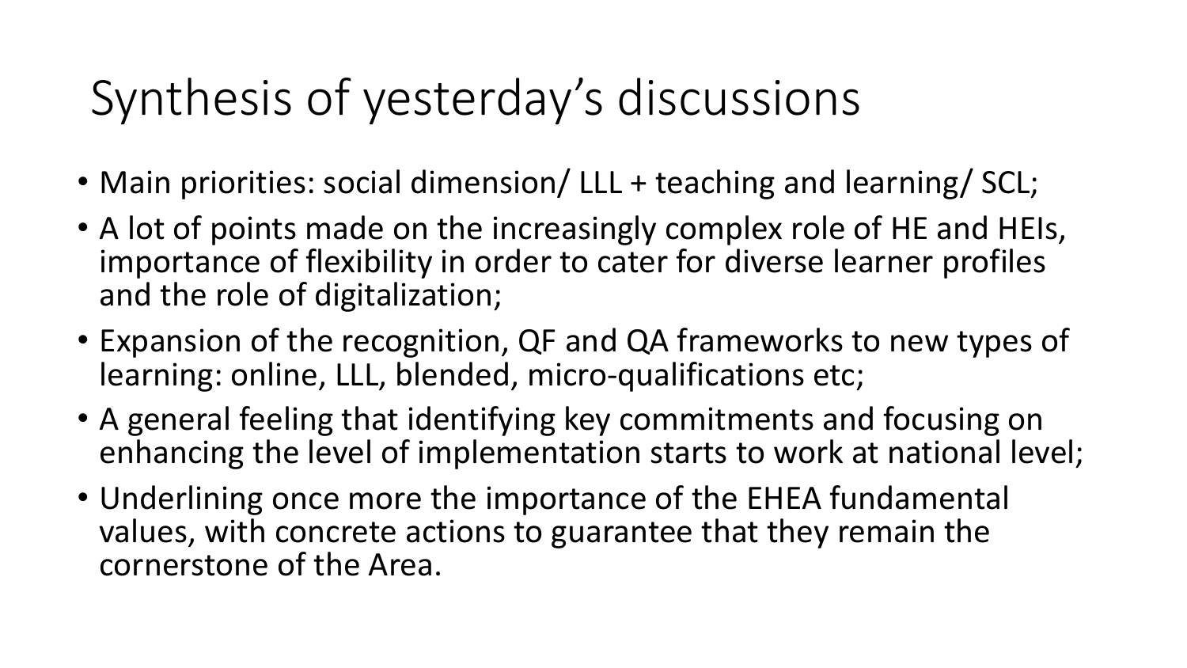# Synthesis of yesterday's discussions

- Main priorities: social dimension/ LLL + teaching and learning/ SCL;
- A lot of points made on the increasingly complex role of HE and HEIs, importance of flexibility in order to cater for diverse learner profiles and the role of digitalization;
- Expansion of the recognition, QF and QA frameworks to new types of learning: online, LLL, blended, micro-qualifications etc;
- A general feeling that identifying key commitments and focusing on enhancing the level of implementation starts to work at national level;
- Underlining once more the importance of the EHEA fundamental values, with concrete actions to guarantee that they remain the cornerstone of the Area.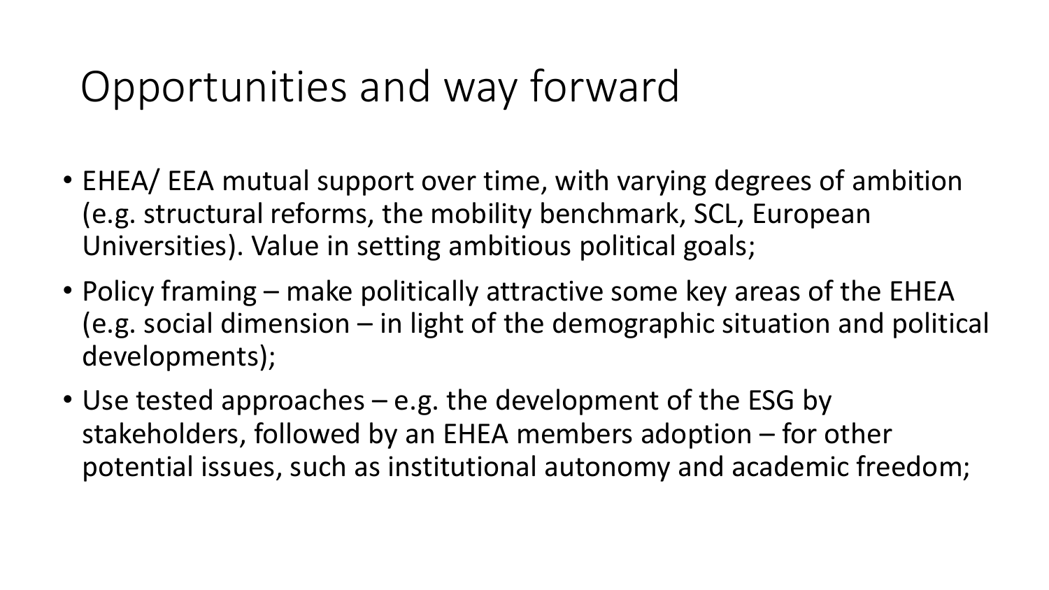# Opportunities and way forward

- EHEA/ EEA mutual support over time, with varying degrees of ambition (e.g. structural reforms, the mobility benchmark, SCL, European Universities). Value in setting ambitious political goals;
- Policy framing – make politically attractive some key areas of the EHEA (e.g. social dimension – in light of the demographic situation and political developments);
- Use tested approaches – e.g. the development of the ESG by stakeholders, followed by an EHEA members adoption – for other potential issues, such as institutional autonomy and academic freedom;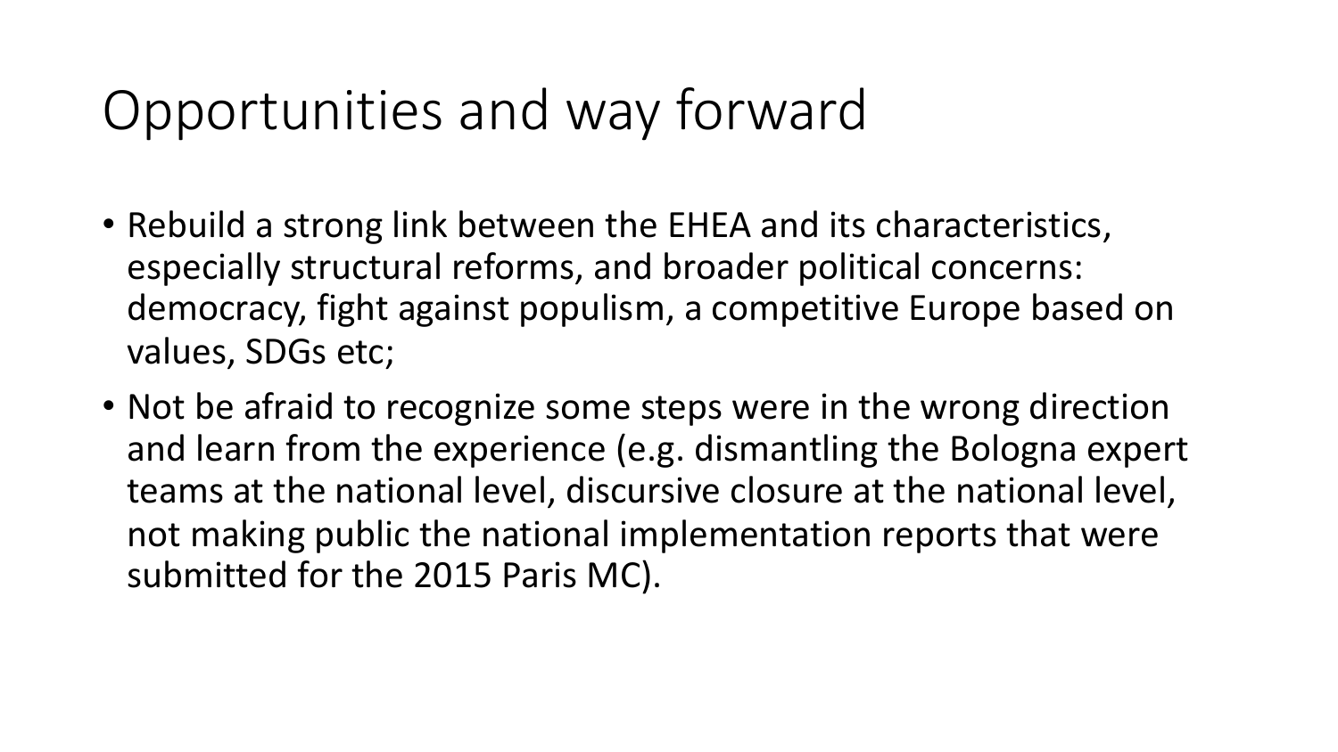# Opportunities and way forward

- Rebuild a strong link between the EHEA and its characteristics, especially structural reforms, and broader political concerns: democracy, fight against populism, a competitive Europe based on values, SDGs etc;
- Not be afraid to recognize some steps were in the wrong direction and learn from the experience (e.g. dismantling the Bologna expert teams at the national level, discursive closure at the national level, not making public the national implementation reports that were submitted for the 2015 Paris MC).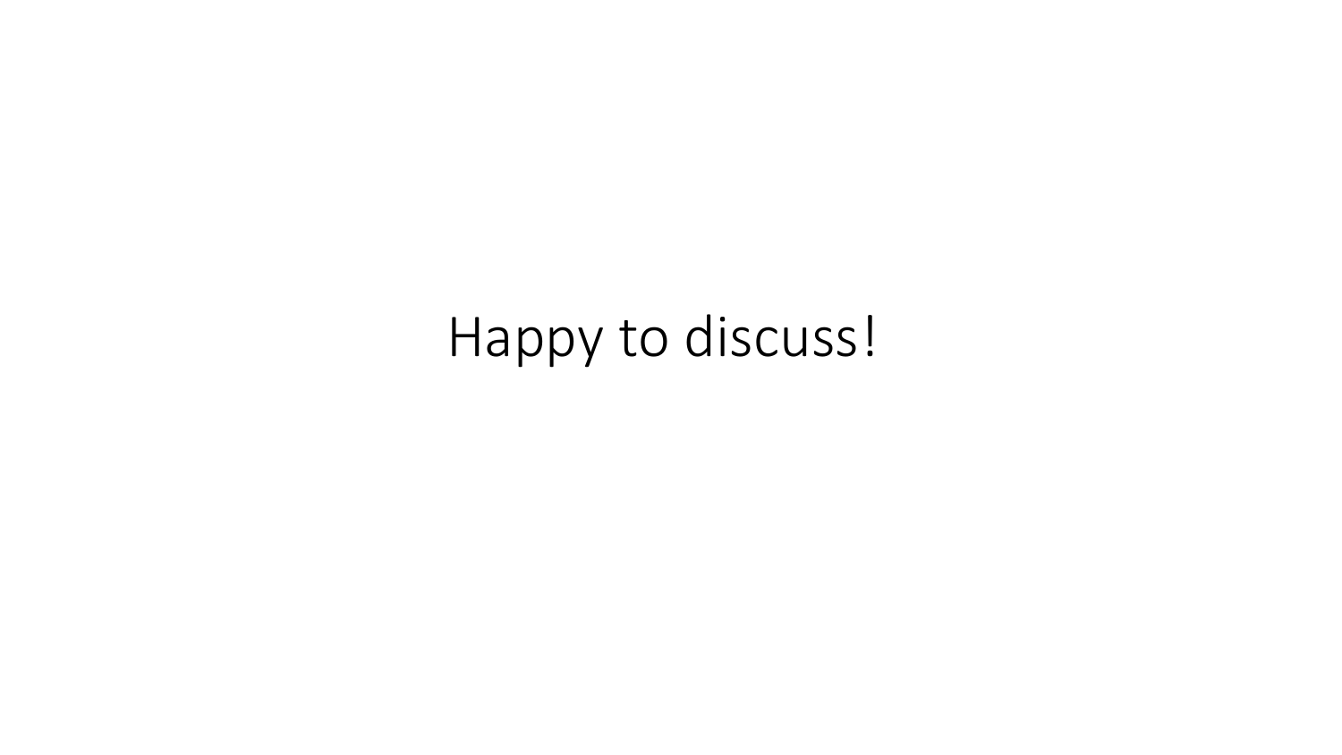Happy to discuss!